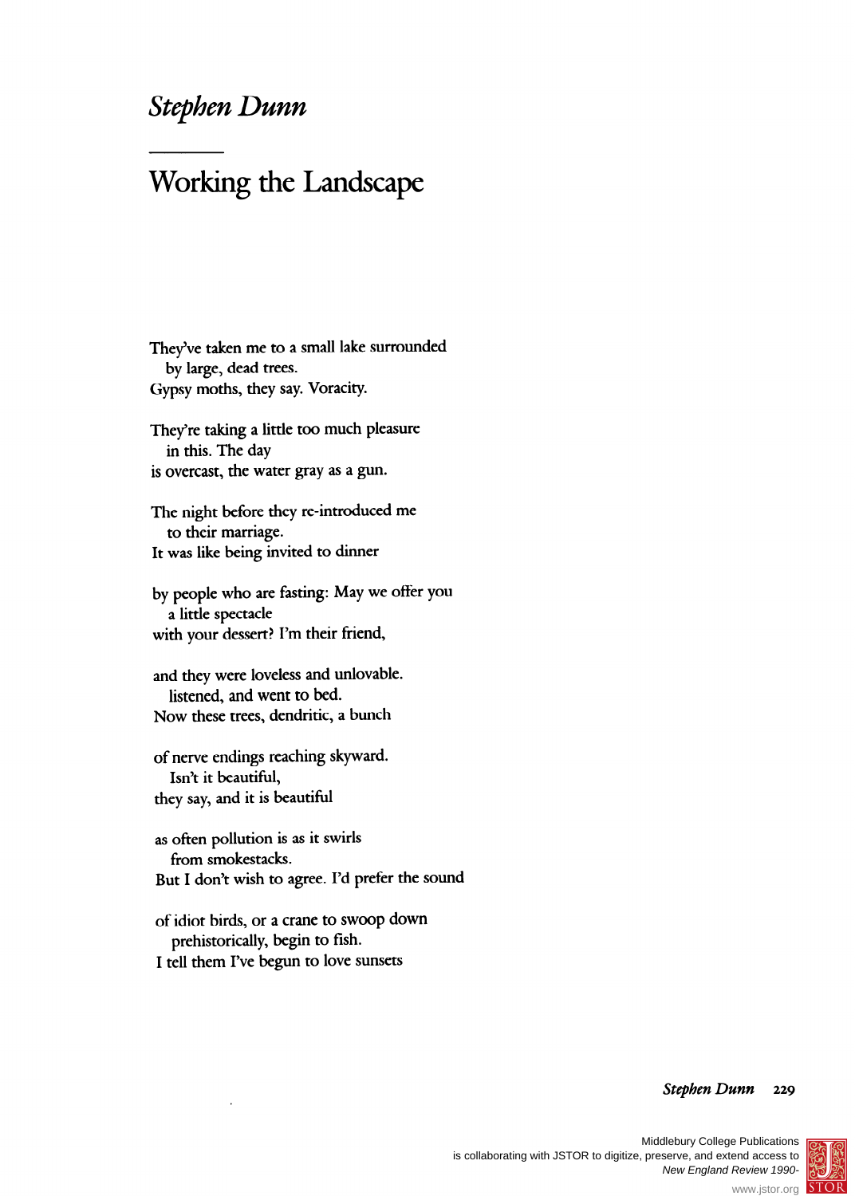*Stephen Dunn*

# Working the Landscape

They've taken me to a small lake surrounded  
   by large, dead trees.  
Gypsy moths, they say. Voracity.

They're taking a little too much pleasure  
   in this. The day  
is overcast, the water gray as a gun.

The night before they re-introduced me  
   to their marriage.  
It was like being invited to dinner

by people who are fasting: May we offer you  
   a little spectacle  
with your dessert? I'm their friend,

and they were loveless and unlovable.  
   listened, and went to bed.  
Now these trees, dendritic, a bunch

of nerve endings reaching skyward.  
   Isn't it beautiful,  
they say, and it is beautiful

as often pollution is as it swirls  
   from smokestacks.  
But I don't wish to agree. I'd prefer the sound

of idiot birds, or a crane to swoop down  
   prehistorically, begin to fish.  
I tell them I've begun to love sunsets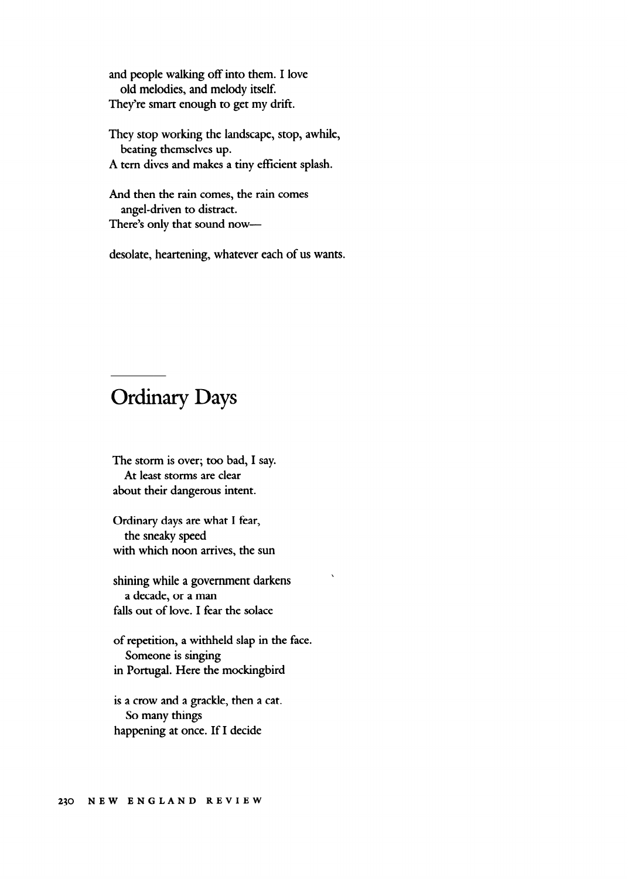and people walking off into them. I love
   old melodies, and melody itself.
They're smart enough to get my drift.

They stop working the landscape, stop, awhile,
   beating themselves up.
A tern dives and makes a tiny efficient splash.

And then the rain comes, the rain comes
   angel-driven to distract.
There's only that sound now—

desolate, heartening, whatever each of us wants.

## Ordinary Days

The storm is over; too bad, I say.
   At least storms are clear
about their dangerous intent.

Ordinary days are what I fear,
   the sneaky speed
with which noon arrives, the sun

shining while a government darkens
   a decade, or a man
falls out of love. I fear the solace

of repetition, a withheld slap in the face.
   Someone is singing
in Portugal. Here the mockingbird

is a crow and a grackle, then a cat.
   So many things
happening at once. If I decide